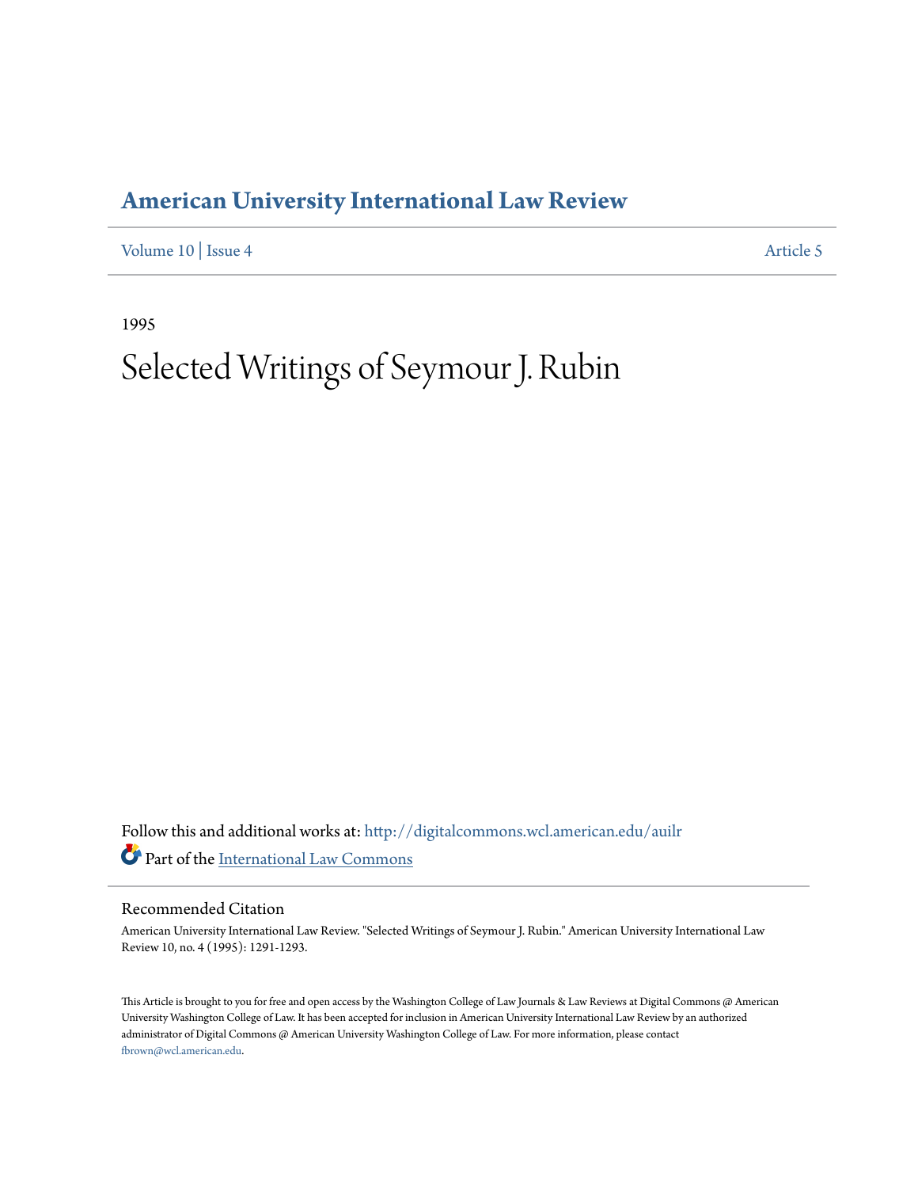# American University International Law Review

Volume 10 | Issue 4 Article 5

1995

# Selected Writings of Seymour J. Rubin

Follow this and additional works at: http://digitalcommons.wcl.american.edu/auilr

Part of the International Law Commons

## Recommended Citation

American University International Law Review. "Selected Writings of Seymour J. Rubin." American University International Law Review 10, no. 4 (1995): 1291-1293.

This Article is brought to you for free and open access by the Washington College of Law Journals & Law Reviews at Digital Commons @ American University Washington College of Law. It has been accepted for inclusion in American University International Law Review by an authorized administrator of Digital Commons @ American University Washington College of Law. For more information, please contact fbrown@wcl.american.edu.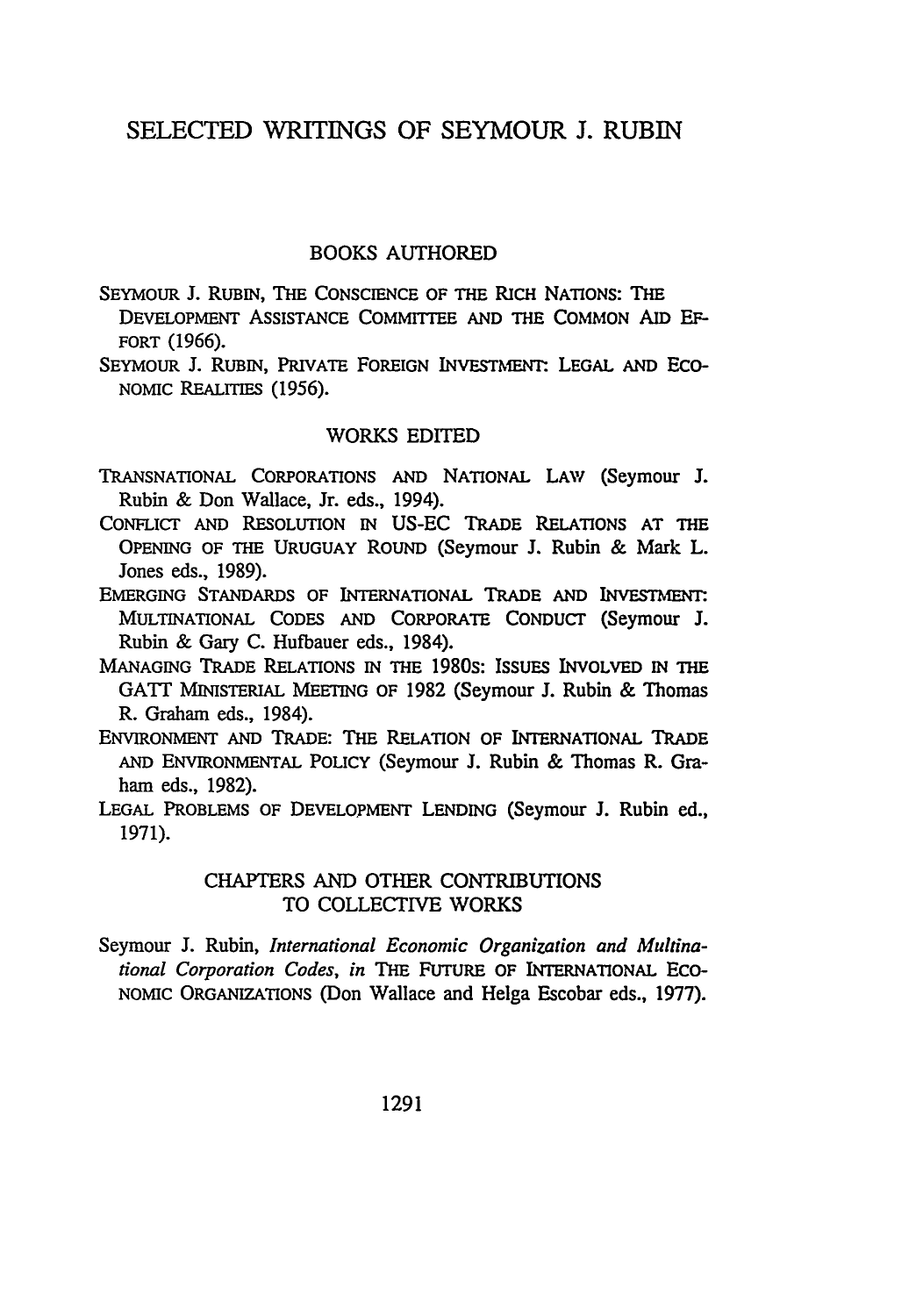# SELECTED WRITINGS OF SEYMOUR J. RUBIN

## BOOKS AUTHORED

SEYMOUR J. RUBIN, THE CONSCIENCE OF THE RICH NATIONS: THE DEVELOPMENT ASSISTANCE COMMITTEE AND THE COMMON AID EFFORT (1966).

SEYMOUR J. RUBIN, PRIVATE FOREIGN INVESTMENT: LEGAL AND ECONOMIC REALITIES (1956).

## WORKS EDITED

TRANSNATIONAL CORPORATIONS AND NATIONAL LAW (Seymour J. Rubin & Don Wallace, Jr. eds., 1994).

CONFLICT AND RESOLUTION IN US-EC TRADE RELATIONS AT THE OPENING OF THE URUGUAY ROUND (Seymour J. Rubin & Mark L. Jones eds., 1989).

EMERGING STANDARDS OF INTERNATIONAL TRADE AND INVESTMENT: MULTINATIONAL CODES AND CORPORATE CONDUCT (Seymour J. Rubin & Gary C. Hufbauer eds., 1984).

MANAGING TRADE RELATIONS IN THE 1980S: ISSUES INVOLVED IN THE GATT MINISTERIAL MEETING OF 1982 (Seymour J. Rubin & Thomas R. Graham eds., 1984).

ENVIRONMENT AND TRADE: THE RELATION OF INTERNATIONAL TRADE AND ENVIRONMENTAL POLICY (Seymour J. Rubin & Thomas R. Graham eds., 1982).

LEGAL PROBLEMS OF DEVELOPMENT LENDING (Seymour J. Rubin ed., 1971).

## CHAPTERS AND OTHER CONTRIBUTIONS TO COLLECTIVE WORKS

Seymour J. Rubin, *International Economic Organization and Multinational Corporation Codes*, *in* THE FUTURE OF INTERNATIONAL ECONOMIC ORGANIZATIONS (Don Wallace and Helga Escobar eds., 1977).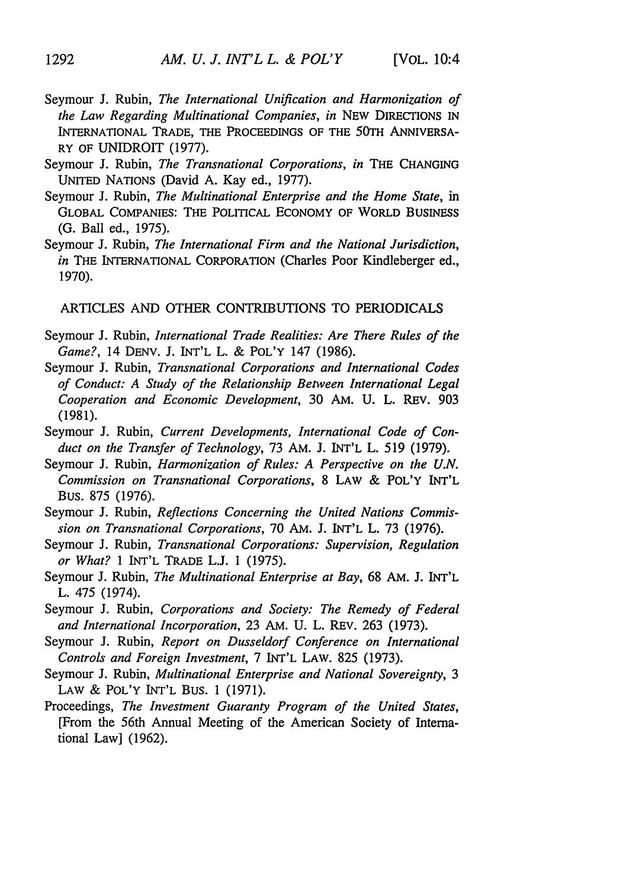Seymour J. Rubin, *The International Unification and Harmonization of the Law Regarding Multinational Companies*, *in* NEW DIRECTIONS IN INTERNATIONAL TRADE, THE PROCEEDINGS OF THE 50TH ANNIVERSARY OF UNIDROIT (1977).

Seymour J. Rubin, *The Transnational Corporations*, *in* THE CHANGING UNITED NATIONS (David A. Kay ed., 1977).

Seymour J. Rubin, *The Multinational Enterprise and the Home State*, in GLOBAL COMPANIES: THE POLITICAL ECONOMY OF WORLD BUSINESS (G. Ball ed., 1975).

Seymour J. Rubin, *The International Firm and the National Jurisdiction*, *in* THE INTERNATIONAL CORPORATION (Charles Poor Kindleberger ed., 1970).

ARTICLES AND OTHER CONTRIBUTIONS TO PERIODICALS

Seymour J. Rubin, *International Trade Realities: Are There Rules of the Game?*, 14 DENV. J. INT'L L. & POL'Y 147 (1986).

Seymour J. Rubin, *Transnational Corporations and International Codes of Conduct: A Study of the Relationship Between International Legal Cooperation and Economic Development*, 30 AM. U. L. REV. 903 (1981).

Seymour J. Rubin, *Current Developments, International Code of Conduct on the Transfer of Technology*, 73 AM. J. INT'L L. 519 (1979).

Seymour J. Rubin, *Harmonization of Rules: A Perspective on the U.N. Commission on Transnational Corporations*, 8 LAW & POL'Y INT'L BUS. 875 (1976).

Seymour J. Rubin, *Reflections Concerning the United Nations Commission on Transnational Corporations*, 70 AM. J. INT'L L. 73 (1976).

Seymour J. Rubin, *Transnational Corporations: Supervision, Regulation or What?* 1 INT'L TRADE L.J. 1 (1975).

Seymour J. Rubin, *The Multinational Enterprise at Bay*, 68 AM. J. INT'L L. 475 (1974).

Seymour J. Rubin, *Corporations and Society: The Remedy of Federal and International Incorporation*, 23 AM. U. L. REV. 263 (1973).

Seymour J. Rubin, *Report on Dusseldorf Conference on International Controls and Foreign Investment*, 7 INT'L LAW. 825 (1973).

Seymour J. Rubin, *Multinational Enterprise and National Sovereignty*, 3 LAW & POL'Y INT'L BUS. 1 (1971).

Proceedings, *The Investment Guaranty Program of the United States*, [From the 56th Annual Meeting of the American Society of International Law] (1962).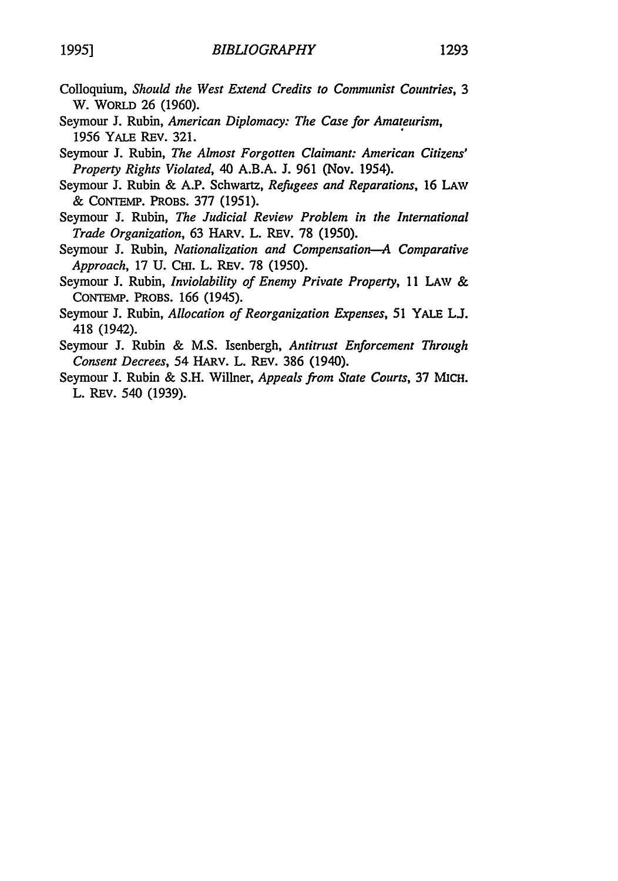Colloquium, *Should the West Extend Credits to Communist Countries*, 3 W. WORLD 26 (1960).

Seymour J. Rubin, *American Diplomacy: The Case for Amateurism*, 1956 YALE REV. 321.

Seymour J. Rubin, *The Almost Forgotten Claimant: American Citizens' Property Rights Violated*, 40 A.B.A. J. 961 (Nov. 1954).

Seymour J. Rubin & A.P. Schwartz, *Refugees and Reparations*, 16 LAW & CONTEMP. PROBS. 377 (1951).

Seymour J. Rubin, *The Judicial Review Problem in the International Trade Organization*, 63 HARV. L. REV. 78 (1950).

Seymour J. Rubin, *Nationalization and Compensation—A Comparative Approach*, 17 U. CHI. L. REV. 78 (1950).

Seymour J. Rubin, *Inviolability of Enemy Private Property*, 11 LAW & CONTEMP. PROBS. 166 (1945).

Seymour J. Rubin, *Allocation of Reorganization Expenses*, 51 YALE L.J. 418 (1942).

Seymour J. Rubin & M.S. Isenbergh, *Antitrust Enforcement Through Consent Decrees*, 54 HARV. L. REV. 386 (1940).

Seymour J. Rubin & S.H. Willner, *Appeals from State Courts*, 37 MICH. L. REV. 540 (1939).